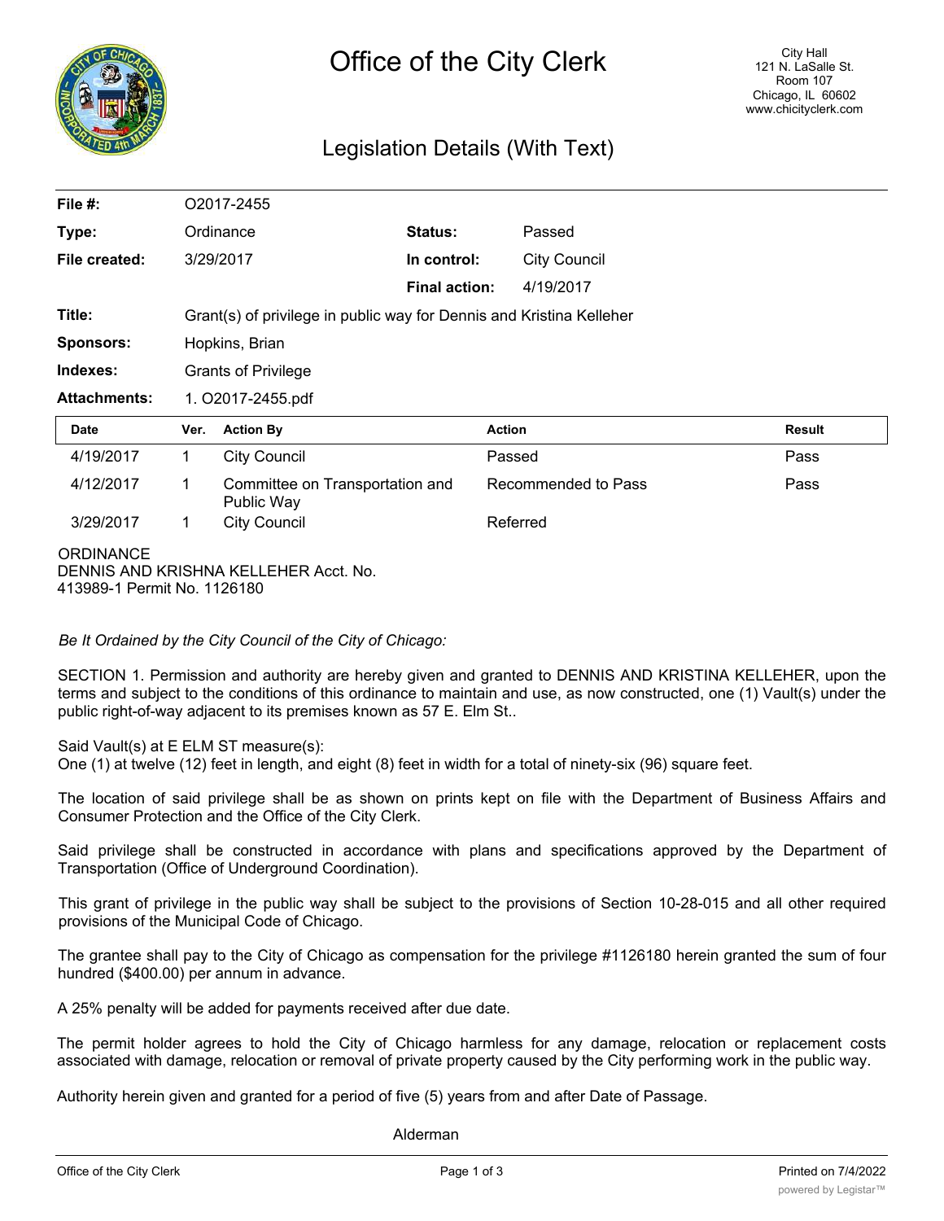# Office of the City Clerk

City Hall
121 N. LaSalle St.
Room 107
Chicago, IL 60602
www.chicityclerk.com

## Legislation Details (With Text)

| | | | |
|---|---|---|---|
| **File #:** | O2017-2455 | | |
| **Type:** | Ordinance | **Status:** | Passed |
| **File created:** | 3/29/2017 | **In control:** | City Council |
| | | **Final action:** | 4/19/2017 |
| **Title:** | Grant(s) of privilege in public way for Dennis and Kristina Kelleher | | |
| **Sponsors:** | Hopkins, Brian | | |
| **Indexes:** | Grants of Privilege | | |
| **Attachments:** | 1. O2017-2455.pdf | | |

| Date | Ver. | Action By | Action | Result |
|---|---|---|---|---|
| 4/19/2017 | 1 | City Council | Passed | Pass |
| 4/12/2017 | 1 | Committee on Transportation and Public Way | Recommended to Pass | Pass |
| 3/29/2017 | 1 | City Council | Referred | |

ORDINANCE
DENNIS AND KRISHNA KELLEHER Acct. No.
413989-1 Permit No. 1126180

*Be It Ordained by the City Council of the City of Chicago:*

SECTION 1. Permission and authority are hereby given and granted to DENNIS AND KRISTINA KELLEHER, upon the terms and subject to the conditions of this ordinance to maintain and use, as now constructed, one (1) Vault(s) under the public right-of-way adjacent to its premises known as 57 E. Elm St..

Said Vault(s) at E ELM ST measure(s):
One (1) at twelve (12) feet in length, and eight (8) feet in width for a total of ninety-six (96) square feet.

The location of said privilege shall be as shown on prints kept on file with the Department of Business Affairs and Consumer Protection and the Office of the City Clerk.

Said privilege shall be constructed in accordance with plans and specifications approved by the Department of Transportation (Office of Underground Coordination).

This grant of privilege in the public way shall be subject to the provisions of Section 10-28-015 and all other required provisions of the Municipal Code of Chicago.

The grantee shall pay to the City of Chicago as compensation for the privilege #1126180 herein granted the sum of four hundred ($400.00) per annum in advance.

A 25% penalty will be added for payments received after due date.

The permit holder agrees to hold the City of Chicago harmless for any damage, relocation or replacement costs associated with damage, relocation or removal of private property caused by the City performing work in the public way.

Authority herein given and granted for a period of five (5) years from and after Date of Passage.

Alderman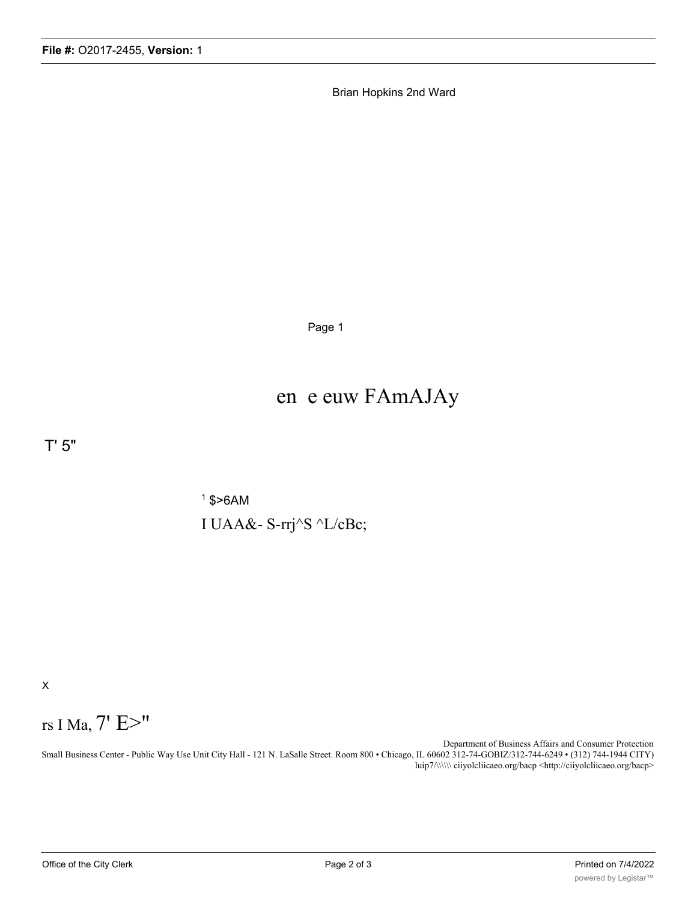Brian Hopkins 2nd Ward

Page 1

en e euw FAmAJAy

T' 5"

[1] $>6AM

I UAA&- S-rrj^S ^L/cBc;

x

rs I Ma, 7' E>"

Department of Business Affairs and Consumer Protection
Small Business Center - Public Way Use Unit City Hall - 121 N. LaSalle Street. Room 800 • Chicago, IL 60602 312-74-GOBIZ/312-744-6249 • (312) 744-1944 CITY)
luip7/\\\\\\ ciiyolcliicaeo.org/bacp <http://ciiyolcliicaeo.org/bacp>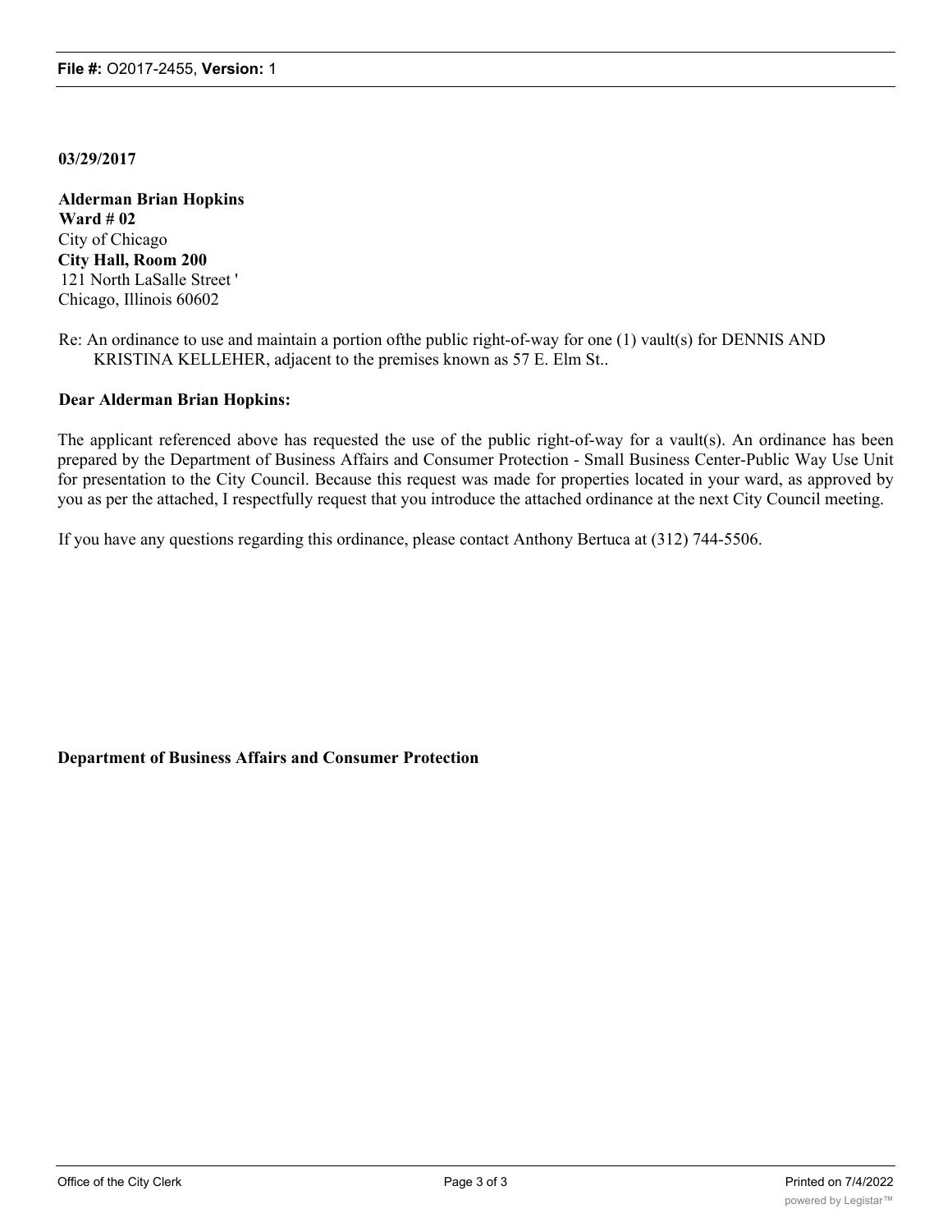**03/29/2017**

**Alderman Brian Hopkins**
**Ward # 02**
City of Chicago
**City Hall, Room 200**
121 North LaSalle Street '
Chicago, Illinois 60602

Re: An ordinance to use and maintain a portion ofthe public right-of-way for one (1) vault(s) for DENNIS AND KRISTINA KELLEHER, adjacent to the premises known as 57 E. Elm St..

**Dear Alderman Brian Hopkins:**

The applicant referenced above has requested the use of the public right-of-way for a vault(s). An ordinance has been prepared by the Department of Business Affairs and Consumer Protection - Small Business Center-Public Way Use Unit for presentation to the City Council. Because this request was made for properties located in your ward, as approved by you as per the attached, I respectfully request that you introduce the attached ordinance at the next City Council meeting.

If you have any questions regarding this ordinance, please contact Anthony Bertuca at (312) 744-5506.

**Department of Business Affairs and Consumer Protection**